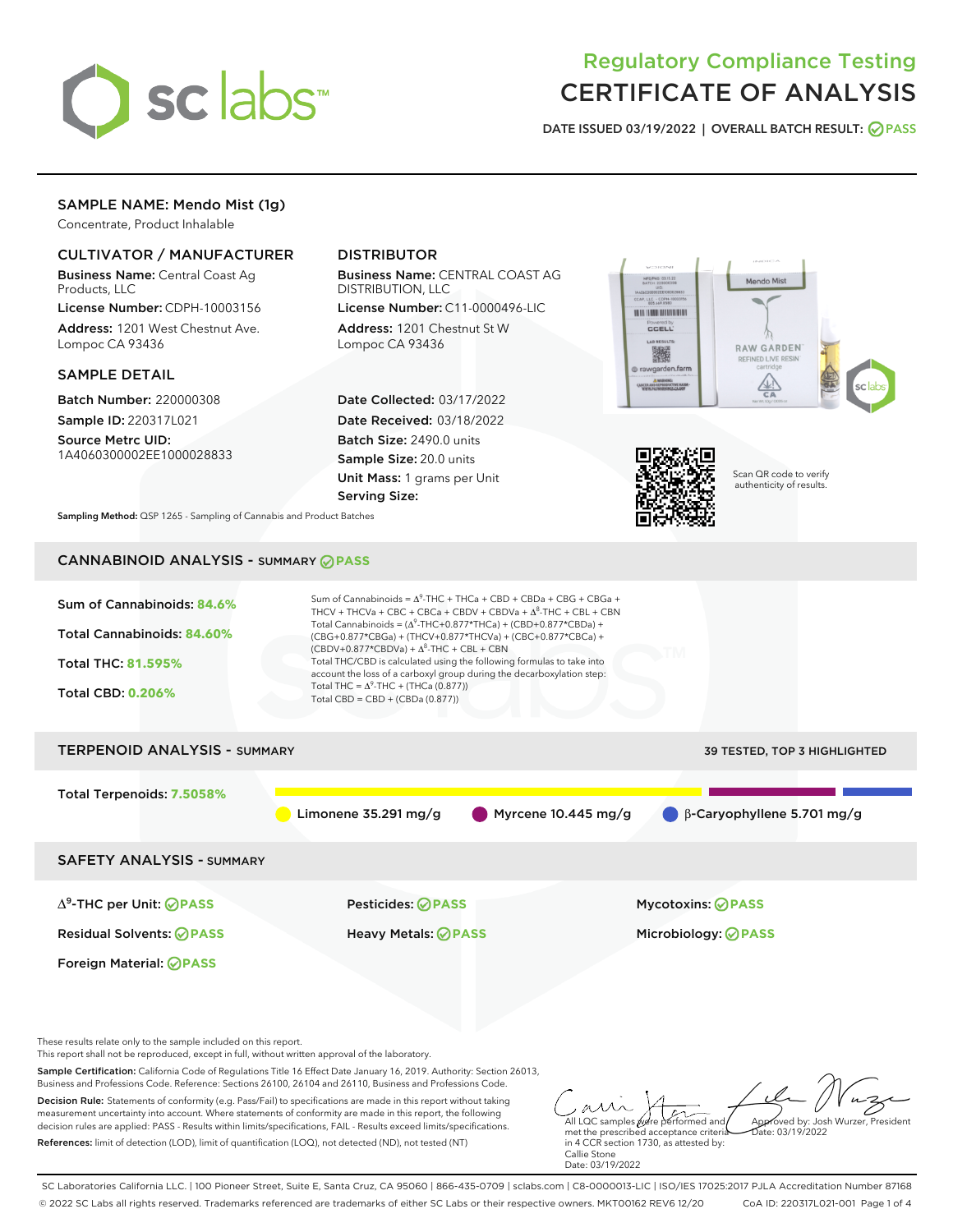sc labs™

# Regulatory Compliance Testing
# CERTIFICATE OF ANALYSIS

DATE ISSUED 03/19/2022 | OVERALL BATCH RESULT: PASS

## SAMPLE NAME: Mendo Mist (1g)

Concentrate, Product Inhalable

### CULTIVATOR / MANUFACTURER

**Business Name:** Central Coast Ag Products, LLC

**License Number:** CDPH-10003156

**Address:** 1201 West Chestnut Ave. Lompoc CA 93436

### DISTRIBUTOR

**Business Name:** CENTRAL COAST AG DISTRIBUTION, LLC

**License Number:** C11-0000496-LIC

**Address:** 1201 Chestnut St W Lompoc CA 93436

### SAMPLE DETAIL

**Batch Number:** 220000308

**Sample ID:** 220317L021

**Source Metrc UID:** 1A4060300002EE1000028833

**Date Collected:** 03/17/2022

**Date Received:** 03/18/2022

**Batch Size:** 2490.0 units

**Sample Size:** 20.0 units

**Unit Mass:** 1 grams per Unit

**Serving Size:**

Scan QR code to verify authenticity of results.

**Sampling Method:** QSP 1265 - Sampling of Cannabis and Product Batches

## CANNABINOID ANALYSIS - SUMMARY PASS

**Sum of Cannabinoids:** 84.6%

**Total Cannabinoids:** 84.60%

**Total THC:** 81.595%

**Total CBD:** 0.206%

Sum of Cannabinoids = $\Delta^9$-THC + THCa + CBD + CBDa + CBG + CBGa + THCV + THCVa + CBC + CBCa + CBDV + CBDVa + $\Delta^8$-THC + CBL + CBN

Total Cannabinoids = ($\Delta^9$-THC+0.877*THCa) + (CBD+0.877*CBDa) + (CBG+0.877*CBGa) + (THCV+0.877*THCVa) + (CBC+0.877*CBCa) + (CBDV+0.877*CBDVa) + $\Delta^8$-THC + CBL + CBN

Total THC/CBD is calculated using the following formulas to take into account the loss of a carboxyl group during the decarboxylation step:

Total THC = $\Delta^9$-THC + (THCa (0.877))

Total CBD = CBD + (CBDa (0.877))

## TERPENOID ANALYSIS - SUMMARY

39 TESTED, TOP 3 HIGHLIGHTED

**Total Terpenoids:** 7.5058%

Limonene 35.291 mg/g | Myrcene 10.445 mg/g | β-Caryophyllene 5.701 mg/g

## SAFETY ANALYSIS - SUMMARY

| | | |
|---|---|---|
| $\Delta^9$-THC per Unit: PASS | Pesticides: PASS | Mycotoxins: PASS |
| Residual Solvents: PASS | Heavy Metals: PASS | Microbiology: PASS |
| Foreign Material: PASS | | |

These results relate only to the sample included on this report.
This report shall not be reproduced, except in full, without written approval of the laboratory.

**Sample Certification:** California Code of Regulations Title 16 Effect Date January 16, 2019. Authority: Section 26013, Business and Professions Code. Reference: Sections 26100, 26104 and 26110, Business and Professions Code.

**Decision Rule:** Statements of conformity (e.g. Pass/Fail) to specifications are made in this report without taking measurement uncertainty into account. Where statements of conformity are made in this report, the following decision rules are applied: PASS - Results within limits/specifications, FAIL - Results exceed limits/specifications.

**References:** limit of detection (LOD), limit of quantification (LOQ), not detected (ND), not tested (NT)

All LQC samples were performed and met the prescribed acceptance criteria in 4 CCR section 1730, as attested by: Callie Stone
Date: 03/19/2022

Approved by: Josh Wurzer, President
Date: 03/19/2022

SC Laboratories California LLC. | 100 Pioneer Street, Suite E, Santa Cruz, CA 95060 | 866-435-0709 | sclabs.com | C8-0000013-LIC | ISO/IES 17025:2017 PJLA Accreditation Number 87168
© 2022 SC Labs all rights reserved. Trademarks referenced are trademarks of either SC Labs or their respective owners. MKT00162 REV6 12/20 CoA ID: 220317L021-001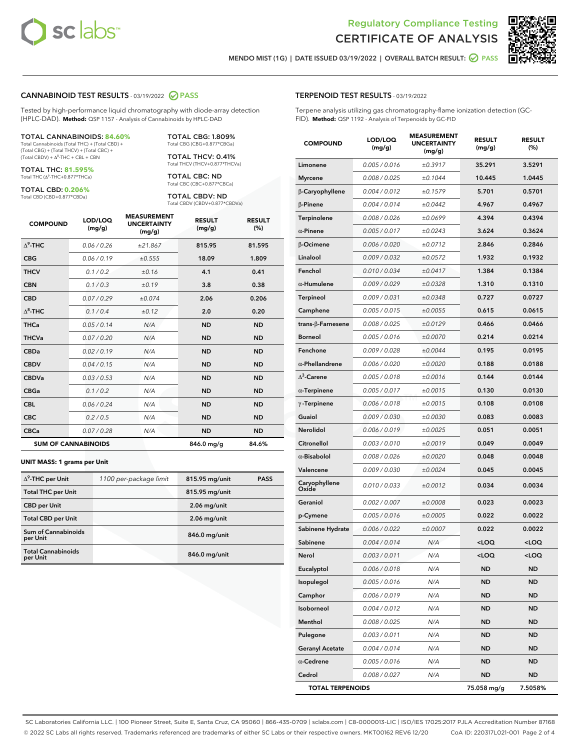# Regulatory Compliance Testing
# CERTIFICATE OF ANALYSIS

MENDO MIST (1G) | DATE ISSUED 03/19/2022 | OVERALL BATCH RESULT: PASS

## CANNABINOID TEST RESULTS - 03/19/2022 PASS

Tested by high-performance liquid chromatography with diode-array detection (HPLC-DAD). **Method:** QSP 1157 - Analysis of Cannabinoids by HPLC-DAD

**TOTAL CANNABINOIDS: 84.60%**
Total Cannabinoids (Total THC) + (Total CBD) + (Total CBG) + (Total THCV) + (Total CBC) + (Total CBDV) + $\Delta^8$-THC + CBL + CBN

**TOTAL THC: 81.595%**
Total THC ($\Delta^9$-THC+0.877*THCa)

**TOTAL CBD: 0.206%**
Total CBD (CBD+0.877*CBDa)

**TOTAL CBG: 1.809%**
Total CBG (CBG+0.877*CBGa)

**TOTAL THCV: 0.41%**
Total THCV (THCV+0.877*THCVa)

**TOTAL CBC: ND**
Total CBC (CBC+0.877*CBCa)

**TOTAL CBDV: ND**
Total CBDV (CBDV+0.877*CBDVa)

| COMPOUND | LOD/LOQ (mg/g) | MEASUREMENT UNCERTAINTY (mg/g) | RESULT (mg/g) | RESULT (%) |
|---|---|---|---|---|
| $\Delta^9$-THC | 0.06 / 0.26 | ±21.867 | 815.95 | 81.595 |
| CBG | 0.06 / 0.19 | ±0.555 | 18.09 | 1.809 |
| THCV | 0.1 / 0.2 | ±0.16 | 4.1 | 0.41 |
| CBN | 0.1 / 0.3 | ±0.19 | 3.8 | 0.38 |
| CBD | 0.07 / 0.29 | ±0.074 | 2.06 | 0.206 |
| $\Delta^8$-THC | 0.1 / 0.4 | ±0.12 | 2.0 | 0.20 |
| THCa | 0.05 / 0.14 | N/A | ND | ND |
| THCVa | 0.07 / 0.20 | N/A | ND | ND |
| CBDa | 0.02 / 0.19 | N/A | ND | ND |
| CBDV | 0.04 / 0.15 | N/A | ND | ND |
| CBDVa | 0.03 / 0.53 | N/A | ND | ND |
| CBGa | 0.1 / 0.2 | N/A | ND | ND |
| CBL | 0.06 / 0.24 | N/A | ND | ND |
| CBC | 0.2 / 0.5 | N/A | ND | ND |
| CBCa | 0.07 / 0.28 | N/A | ND | ND |
| **SUM OF CANNABINOIDS** | | | 846.0 mg/g | 84.6% |

**UNIT MASS: 1 grams per Unit**

| | | | |
|---|---|---|---|
| $\Delta^9$-THC per Unit | 1100 per-package limit | 815.95 mg/unit | PASS |
| Total THC per Unit | | 815.95 mg/unit | |
| CBD per Unit | | 2.06 mg/unit | |
| Total CBD per Unit | | 2.06 mg/unit | |
| Sum of Cannabinoids per Unit | | 846.0 mg/unit | |
| Total Cannabinoids per Unit | | 846.0 mg/unit | |

## TERPENOID TEST RESULTS - 03/19/2022

Terpene analysis utilizing gas chromatography-flame ionization detection (GC-FID). **Method:** QSP 1192 - Analysis of Terpenoids by GC-FID

| COMPOUND | LOD/LOQ (mg/g) | MEASUREMENT UNCERTAINTY (mg/g) | RESULT (mg/g) | RESULT (%) |
|---|---|---|---|---|
| Limonene | 0.005 / 0.016 | ±0.3917 | 35.291 | 3.5291 |
| Myrcene | 0.008 / 0.025 | ±0.1044 | 10.445 | 1.0445 |
| β-Caryophyllene | 0.004 / 0.012 | ±0.1579 | 5.701 | 0.5701 |
| β-Pinene | 0.004 / 0.014 | ±0.0442 | 4.967 | 0.4967 |
| Terpinolene | 0.008 / 0.026 | ±0.0699 | 4.394 | 0.4394 |
| α-Pinene | 0.005 / 0.017 | ±0.0243 | 3.624 | 0.3624 |
| β-Ocimene | 0.006 / 0.020 | ±0.0712 | 2.846 | 0.2846 |
| Linalool | 0.009 / 0.032 | ±0.0572 | 1.932 | 0.1932 |
| Fenchol | 0.010 / 0.034 | ±0.0417 | 1.384 | 0.1384 |
| α-Humulene | 0.009 / 0.029 | ±0.0328 | 1.310 | 0.1310 |
| Terpineol | 0.009 / 0.031 | ±0.0348 | 0.727 | 0.0727 |
| Camphene | 0.005 / 0.015 | ±0.0055 | 0.615 | 0.0615 |
| trans-β-Farnesene | 0.008 / 0.025 | ±0.0129 | 0.466 | 0.0466 |
| Borneol | 0.005 / 0.016 | ±0.0070 | 0.214 | 0.0214 |
| Fenchone | 0.009 / 0.028 | ±0.0044 | 0.195 | 0.0195 |
| α-Phellandrene | 0.006 / 0.020 | ±0.0020 | 0.188 | 0.0188 |
| $\Delta^3$-Carene | 0.005 / 0.018 | ±0.0016 | 0.144 | 0.0144 |
| α-Terpinene | 0.005 / 0.017 | ±0.0015 | 0.130 | 0.0130 |
| γ-Terpinene | 0.006 / 0.018 | ±0.0015 | 0.108 | 0.0108 |
| Guaiol | 0.009 / 0.030 | ±0.0030 | 0.083 | 0.0083 |
| Nerolidol | 0.006 / 0.019 | ±0.0025 | 0.051 | 0.0051 |
| Citronellol | 0.003 / 0.010 | ±0.0019 | 0.049 | 0.0049 |
| α-Bisabolol | 0.008 / 0.026 | ±0.0020 | 0.048 | 0.0048 |
| Valencene | 0.009 / 0.030 | ±0.0024 | 0.045 | 0.0045 |
| Caryophyllene Oxide | 0.010 / 0.033 | ±0.0012 | 0.034 | 0.0034 |
| Geraniol | 0.002 / 0.007 | ±0.0008 | 0.023 | 0.0023 |
| p-Cymene | 0.005 / 0.016 | ±0.0005 | 0.022 | 0.0022 |
| Sabinene Hydrate | 0.006 / 0.022 | ±0.0007 | 0.022 | 0.0022 |
| Sabinene | 0.004 / 0.014 | N/A | <LOQ | <LOQ |
| Nerol | 0.003 / 0.011 | N/A | <LOQ | <LOQ |
| Eucalyptol | 0.006 / 0.018 | N/A | ND | ND |
| Isopulegol | 0.005 / 0.016 | N/A | ND | ND |
| Camphor | 0.006 / 0.019 | N/A | ND | ND |
| Isoborneol | 0.004 / 0.012 | N/A | ND | ND |
| Menthol | 0.008 / 0.025 | N/A | ND | ND |
| Pulegone | 0.003 / 0.011 | N/A | ND | ND |
| Geranyl Acetate | 0.004 / 0.014 | N/A | ND | ND |
| α-Cedrene | 0.005 / 0.016 | N/A | ND | ND |
| Cedrol | 0.008 / 0.027 | N/A | ND | ND |
| **TOTAL TERPENOIDS** | | | 75.058 mg/g | 7.5058% |

SC Laboratories California LLC. | 100 Pioneer Street, Suite E, Santa Cruz, CA 95060 | 866-435-0709 | sclabs.com | C8-0000013-LIC | ISO/IES 17025:2017 PJLA Accreditation Number 87168
© 2022 SC Labs all rights reserved. Trademarks referenced are trademarks of either SC Labs or their respective owners. MKT00162 REV6 12/20 CoA ID: 220317L021-001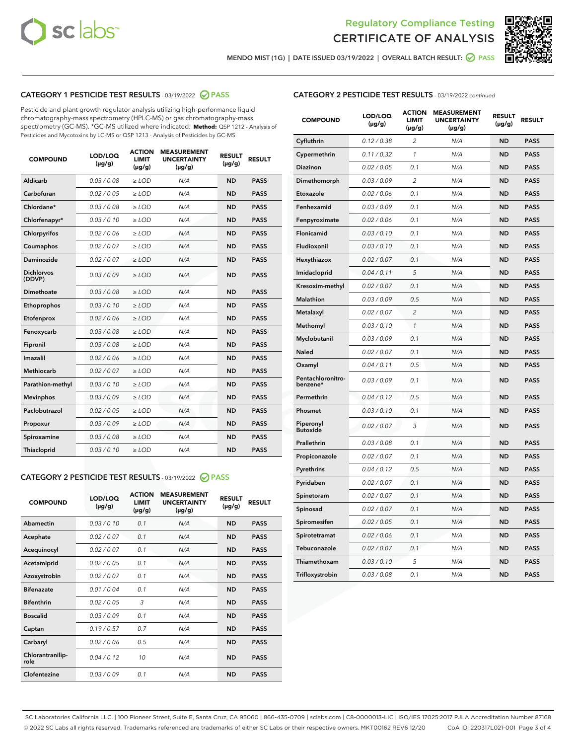Regulatory Compliance Testing
CERTIFICATE OF ANALYSIS

MENDO MIST (1G) | DATE ISSUED 03/19/2022 | OVERALL BATCH RESULT: PASS

## CATEGORY 1 PESTICIDE TEST RESULTS - 03/19/2022 PASS

Pesticide and plant growth regulator analysis utilizing high-performance liquid chromatography-mass spectrometry (HPLC-MS) or gas chromatography-mass spectrometry (GC-MS). *GC-MS utilized where indicated. **Method:** QSP 1212 - Analysis of Pesticides and Mycotoxins by LC-MS or QSP 1213 - Analysis of Pesticides by GC-MS

| COMPOUND | LOD/LOQ (µg/g) | ACTION LIMIT (µg/g) | MEASUREMENT UNCERTAINTY (µg/g) | RESULT (µg/g) | RESULT |
|---|---|---|---|---|---|
| Aldicarb | 0.03 / 0.08 | ≥ LOD | N/A | ND | PASS |
| Carbofuran | 0.02 / 0.05 | ≥ LOD | N/A | ND | PASS |
| Chlordane* | 0.03 / 0.08 | ≥ LOD | N/A | ND | PASS |
| Chlorfenapyr* | 0.03 / 0.10 | ≥ LOD | N/A | ND | PASS |
| Chlorpyrifos | 0.02 / 0.06 | ≥ LOD | N/A | ND | PASS |
| Coumaphos | 0.02 / 0.07 | ≥ LOD | N/A | ND | PASS |
| Daminozide | 0.02 / 0.07 | ≥ LOD | N/A | ND | PASS |
| Dichlorvos (DDVP) | 0.03 / 0.09 | ≥ LOD | N/A | ND | PASS |
| Dimethoate | 0.03 / 0.08 | ≥ LOD | N/A | ND | PASS |
| Ethoprophos | 0.03 / 0.10 | ≥ LOD | N/A | ND | PASS |
| Etofenprox | 0.02 / 0.06 | ≥ LOD | N/A | ND | PASS |
| Fenoxycarb | 0.03 / 0.08 | ≥ LOD | N/A | ND | PASS |
| Fipronil | 0.03 / 0.08 | ≥ LOD | N/A | ND | PASS |
| Imazalil | 0.02 / 0.06 | ≥ LOD | N/A | ND | PASS |
| Methiocarb | 0.02 / 0.07 | ≥ LOD | N/A | ND | PASS |
| Parathion-methyl | 0.03 / 0.10 | ≥ LOD | N/A | ND | PASS |
| Mevinphos | 0.03 / 0.09 | ≥ LOD | N/A | ND | PASS |
| Paclobutrazol | 0.02 / 0.05 | ≥ LOD | N/A | ND | PASS |
| Propoxur | 0.03 / 0.09 | ≥ LOD | N/A | ND | PASS |
| Spiroxamine | 0.03 / 0.08 | ≥ LOD | N/A | ND | PASS |
| Thiacloprid | 0.03 / 0.10 | ≥ LOD | N/A | ND | PASS |

## CATEGORY 2 PESTICIDE TEST RESULTS - 03/19/2022 PASS

| COMPOUND | LOD/LOQ (µg/g) | ACTION LIMIT (µg/g) | MEASUREMENT UNCERTAINTY (µg/g) | RESULT (µg/g) | RESULT |
|---|---|---|---|---|---|
| Abamectin | 0.03 / 0.10 | 0.1 | N/A | ND | PASS |
| Acephate | 0.02 / 0.07 | 0.1 | N/A | ND | PASS |
| Acequinocyl | 0.02 / 0.07 | 0.1 | N/A | ND | PASS |
| Acetamiprid | 0.02 / 0.05 | 0.1 | N/A | ND | PASS |
| Azoxystrobin | 0.02 / 0.07 | 0.1 | N/A | ND | PASS |
| Bifenazate | 0.01 / 0.04 | 0.1 | N/A | ND | PASS |
| Bifenthrin | 0.02 / 0.05 | 3 | N/A | ND | PASS |
| Boscalid | 0.03 / 0.09 | 0.1 | N/A | ND | PASS |
| Captan | 0.19 / 0.57 | 0.7 | N/A | ND | PASS |
| Carbaryl | 0.02 / 0.06 | 0.5 | N/A | ND | PASS |
| Chlorantraniliprole | 0.04 / 0.12 | 10 | N/A | ND | PASS |
| Clofentezine | 0.03 / 0.09 | 0.1 | N/A | ND | PASS |
| Cyfluthrin | 0.12 / 0.38 | 2 | N/A | ND | PASS |
| Cypermethrin | 0.11 / 0.32 | 1 | N/A | ND | PASS |
| Diazinon | 0.02 / 0.05 | 0.1 | N/A | ND | PASS |
| Dimethomorph | 0.03 / 0.09 | 2 | N/A | ND | PASS |
| Etoxazole | 0.02 / 0.06 | 0.1 | N/A | ND | PASS |
| Fenhexamid | 0.03 / 0.09 | 0.1 | N/A | ND | PASS |
| Fenpyroximate | 0.02 / 0.06 | 0.1 | N/A | ND | PASS |
| Flonicamid | 0.03 / 0.10 | 0.1 | N/A | ND | PASS |
| Fludioxonil | 0.03 / 0.10 | 0.1 | N/A | ND | PASS |
| Hexythiazox | 0.02 / 0.07 | 0.1 | N/A | ND | PASS |
| Imidacloprid | 0.04 / 0.11 | 5 | N/A | ND | PASS |
| Kresoxim-methyl | 0.02 / 0.07 | 0.1 | N/A | ND | PASS |
| Malathion | 0.03 / 0.09 | 0.5 | N/A | ND | PASS |
| Metalaxyl | 0.02 / 0.07 | 2 | N/A | ND | PASS |
| Methomyl | 0.03 / 0.10 | 1 | N/A | ND | PASS |
| Myclobutanil | 0.03 / 0.09 | 0.1 | N/A | ND | PASS |
| Naled | 0.02 / 0.07 | 0.1 | N/A | ND | PASS |
| Oxamyl | 0.04 / 0.11 | 0.5 | N/A | ND | PASS |
| Pentachloronitrobenzene* | 0.03 / 0.09 | 0.1 | N/A | ND | PASS |
| Permethrin | 0.04 / 0.12 | 0.5 | N/A | ND | PASS |
| Phosmet | 0.03 / 0.10 | 0.1 | N/A | ND | PASS |
| Piperonyl Butoxide | 0.02 / 0.07 | 3 | N/A | ND | PASS |
| Prallethrin | 0.03 / 0.08 | 0.1 | N/A | ND | PASS |
| Propiconazole | 0.02 / 0.07 | 0.1 | N/A | ND | PASS |
| Pyrethrins | 0.04 / 0.12 | 0.5 | N/A | ND | PASS |
| Pyridaben | 0.02 / 0.07 | 0.1 | N/A | ND | PASS |
| Spinetoram | 0.02 / 0.07 | 0.1 | N/A | ND | PASS |
| Spinosad | 0.02 / 0.07 | 0.1 | N/A | ND | PASS |
| Spiromesifen | 0.02 / 0.05 | 0.1 | N/A | ND | PASS |
| Spirotetramat | 0.02 / 0.06 | 0.1 | N/A | ND | PASS |
| Tebuconazole | 0.02 / 0.07 | 0.1 | N/A | ND | PASS |
| Thiamethoxam | 0.03 / 0.10 | 5 | N/A | ND | PASS |
| Trifloxystrobin | 0.03 / 0.08 | 0.1 | N/A | ND | PASS |

SC Laboratories California LLC. | 100 Pioneer Street, Suite E, Santa Cruz, CA 95060 | 866-435-0709 | sclabs.com | C8-0000013-LIC | ISO/IES 17025:2017 PJLA Accreditation Number 87168
© 2022 SC Labs all rights reserved. Trademarks referenced are trademarks of either SC Labs or their respective owners. MKT00162 REV6 12/20 CoA ID: 220317L021-001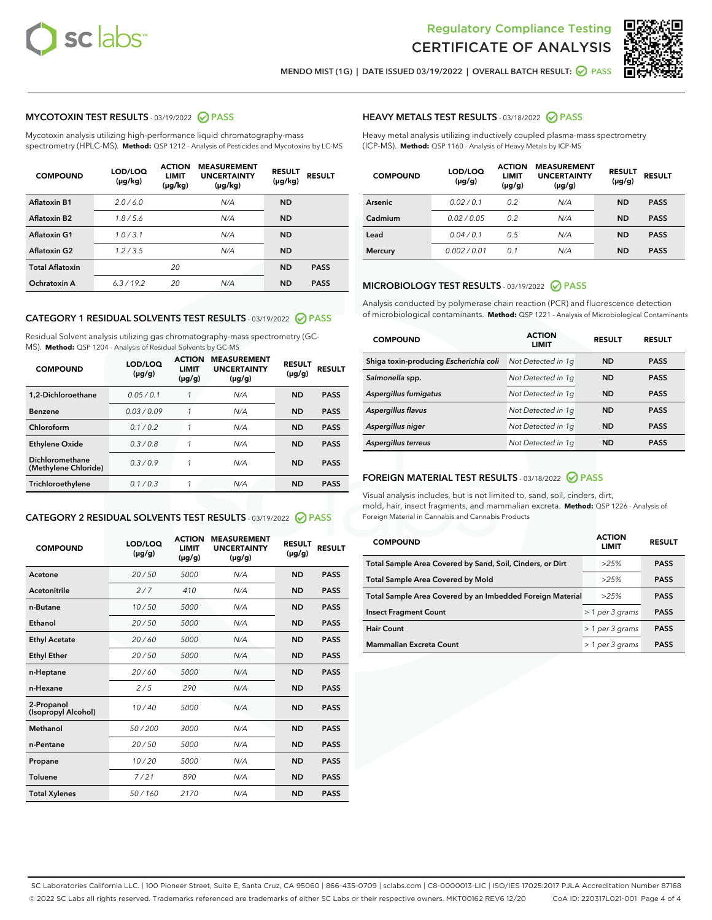Regulatory Compliance Testing

# CERTIFICATE OF ANALYSIS

MENDO MIST (1G) | DATE ISSUED 03/19/2022 | OVERALL BATCH RESULT: PASS

## MYCOTOXIN TEST RESULTS - 03/19/2022 PASS

Mycotoxin analysis utilizing high-performance liquid chromatography-mass spectrometry (HPLC-MS). **Method:** QSP 1212 - Analysis of Pesticides and Mycotoxins by LC-MS

| COMPOUND | LOD/LOQ (µg/kg) | ACTION LIMIT (µg/kg) | MEASUREMENT UNCERTAINTY (µg/kg) | RESULT (µg/kg) | RESULT |
|---|---|---|---|---|---|
| Aflatoxin B1 | 2.0 / 6.0 | | N/A | ND | |
| Aflatoxin B2 | 1.8 / 5.6 | | N/A | ND | |
| Aflatoxin G1 | 1.0 / 3.1 | | N/A | ND | |
| Aflatoxin G2 | 1.2 / 3.5 | | N/A | ND | |
| Total Aflatoxin | | 20 | | ND | PASS |
| Ochratoxin A | 6.3 / 19.2 | 20 | N/A | ND | PASS |

## CATEGORY 1 RESIDUAL SOLVENTS TEST RESULTS - 03/19/2022 PASS

Residual Solvent analysis utilizing gas chromatography-mass spectrometry (GC-MS). **Method:** QSP 1204 - Analysis of Residual Solvents by GC-MS

| COMPOUND | LOD/LOQ (µg/g) | ACTION LIMIT (µg/g) | MEASUREMENT UNCERTAINTY (µg/g) | RESULT (µg/g) | RESULT |
|---|---|---|---|---|---|
| 1,2-Dichloroethane | 0.05 / 0.1 | 1 | N/A | ND | PASS |
| Benzene | 0.03 / 0.09 | 1 | N/A | ND | PASS |
| Chloroform | 0.1 / 0.2 | 1 | N/A | ND | PASS |
| Ethylene Oxide | 0.3 / 0.8 | 1 | N/A | ND | PASS |
| Dichloromethane (Methylene Chloride) | 0.3 / 0.9 | 1 | N/A | ND | PASS |
| Trichloroethylene | 0.1 / 0.3 | 1 | N/A | ND | PASS |

## CATEGORY 2 RESIDUAL SOLVENTS TEST RESULTS - 03/19/2022 PASS

| COMPOUND | LOD/LOQ (µg/g) | ACTION LIMIT (µg/g) | MEASUREMENT UNCERTAINTY (µg/g) | RESULT (µg/g) | RESULT |
|---|---|---|---|---|---|
| Acetone | 20 / 50 | 5000 | N/A | ND | PASS |
| Acetonitrile | 2 / 7 | 410 | N/A | ND | PASS |
| n-Butane | 10 / 50 | 5000 | N/A | ND | PASS |
| Ethanol | 20 / 50 | 5000 | N/A | ND | PASS |
| Ethyl Acetate | 20 / 60 | 5000 | N/A | ND | PASS |
| Ethyl Ether | 20 / 50 | 5000 | N/A | ND | PASS |
| n-Heptane | 20 / 60 | 5000 | N/A | ND | PASS |
| n-Hexane | 2 / 5 | 290 | N/A | ND | PASS |
| 2-Propanol (Isopropyl Alcohol) | 10 / 40 | 5000 | N/A | ND | PASS |
| Methanol | 50 / 200 | 3000 | N/A | ND | PASS |
| n-Pentane | 20 / 50 | 5000 | N/A | ND | PASS |
| Propane | 10 / 20 | 5000 | N/A | ND | PASS |
| Toluene | 7 / 21 | 890 | N/A | ND | PASS |
| Total Xylenes | 50 / 160 | 2170 | N/A | ND | PASS |

## HEAVY METALS TEST RESULTS - 03/18/2022 PASS

Heavy metal analysis utilizing inductively coupled plasma-mass spectrometry (ICP-MS). **Method:** QSP 1160 - Analysis of Heavy Metals by ICP-MS

| COMPOUND | LOD/LOQ (µg/g) | ACTION LIMIT (µg/g) | MEASUREMENT UNCERTAINTY (µg/g) | RESULT (µg/g) | RESULT |
|---|---|---|---|---|---|
| Arsenic | 0.02 / 0.1 | 0.2 | N/A | ND | PASS |
| Cadmium | 0.02 / 0.05 | 0.2 | N/A | ND | PASS |
| Lead | 0.04 / 0.1 | 0.5 | N/A | ND | PASS |
| Mercury | 0.002 / 0.01 | 0.1 | N/A | ND | PASS |

## MICROBIOLOGY TEST RESULTS - 03/19/2022 PASS

Analysis conducted by polymerase chain reaction (PCR) and fluorescence detection of microbiological contaminants. **Method:** QSP 1221 - Analysis of Microbiological Contaminants

| COMPOUND | ACTION LIMIT | RESULT | RESULT |
|---|---|---|---|
| Shiga toxin-producing *Escherichia coli* | Not Detected in 1g | ND | PASS |
| *Salmonella* spp. | Not Detected in 1g | ND | PASS |
| *Aspergillus fumigatus* | Not Detected in 1g | ND | PASS |
| *Aspergillus flavus* | Not Detected in 1g | ND | PASS |
| *Aspergillus niger* | Not Detected in 1g | ND | PASS |
| *Aspergillus terreus* | Not Detected in 1g | ND | PASS |

## FOREIGN MATERIAL TEST RESULTS - 03/18/2022 PASS

Visual analysis includes, but is not limited to, sand, soil, cinders, dirt, mold, hair, insect fragments, and mammalian excreta. **Method:** QSP 1226 - Analysis of Foreign Material in Cannabis and Cannabis Products

| COMPOUND | ACTION LIMIT | RESULT |
|---|---|---|
| Total Sample Area Covered by Sand, Soil, Cinders, or Dirt | >25% | PASS |
| Total Sample Area Covered by Mold | >25% | PASS |
| Total Sample Area Covered by an Imbedded Foreign Material | >25% | PASS |
| Insect Fragment Count | > 1 per 3 grams | PASS |
| Hair Count | > 1 per 3 grams | PASS |
| Mammalian Excreta Count | > 1 per 3 grams | PASS |

SC Laboratories California LLC. | 100 Pioneer Street, Suite E, Santa Cruz, CA 95060 | 866-435-0709 | sclabs.com | C8-0000013-LIC | ISO/IES 17025:2017 PJLA Accreditation Number 87168
© 2022 SC Labs all rights reserved. Trademarks referenced are trademarks of either SC Labs or their respective owners. MKT00162 REV6 12/20 CoA ID: 220317L021-001